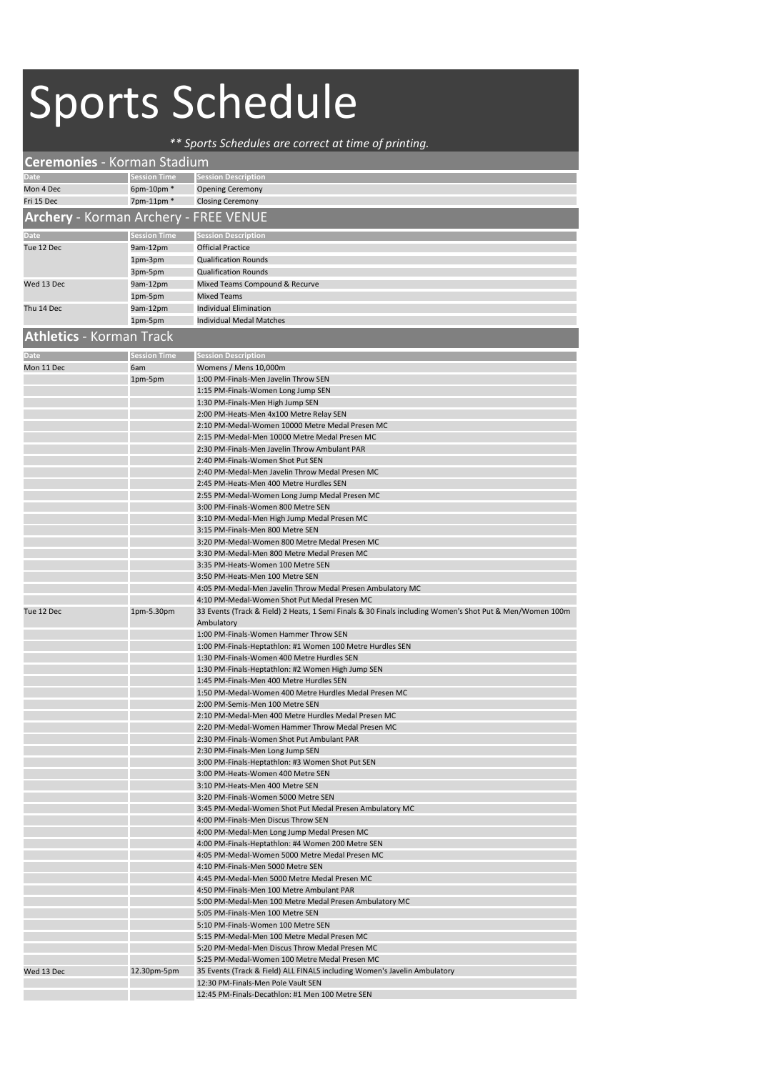# Sports Schedule

*** Sports Schedules are correct at time of printing.*

## Ceremonies - Korman Stadium

| Date | Session Time | Session Description |
| --- | --- | --- |
| Mon 4 Dec | 6pm-10pm * | Opening Ceremony |
| Fri 15 Dec | 7pm-11pm * | Closing Ceremony |

## Archery - Korman Archery - FREE VENUE

| Date | Session Time | Session Description |
| --- | --- | --- |
| Tue 12 Dec | 9am-12pm | Official Practice |
| | 1pm-3pm | Qualification Rounds |
| | 3pm-5pm | Qualification Rounds |
| Wed 13 Dec | 9am-12pm | Mixed Teams Compound & Recurve |
| | 1pm-5pm | Mixed Teams |
| Thu 14 Dec | 9am-12pm | Individual Elimination |
| | 1pm-5pm | Individual Medal Matches |

## Athletics - Korman Track

| Date | Session Time | Session Description |
| --- | --- | --- |
| Mon 11 Dec | 6am | Womens / Mens 10,000m |
| | 1pm-5pm | 1:00 PM-Finals-Men Javelin Throw SEN |
| | | 1:15 PM-Finals-Women Long Jump SEN |
| | | 1:30 PM-Finals-Men High Jump SEN |
| | | 2:00 PM-Heats-Men 4x100 Metre Relay SEN |
| | | 2:10 PM-Medal-Women 10000 Metre Medal Presen MC |
| | | 2:15 PM-Medal-Men 10000 Metre Medal Presen MC |
| | | 2:30 PM-Finals-Men Javelin Throw Ambulant PAR |
| | | 2:40 PM-Finals-Women Shot Put SEN |
| | | 2:40 PM-Medal-Men Javelin Throw Medal Presen MC |
| | | 2:45 PM-Heats-Men 400 Metre Hurdles SEN |
| | | 2:55 PM-Medal-Women Long Jump Medal Presen MC |
| | | 3:00 PM-Finals-Women 800 Metre SEN |
| | | 3:10 PM-Medal-Men High Jump Medal Presen MC |
| | | 3:15 PM-Finals-Men 800 Metre SEN |
| | | 3:20 PM-Medal-Women 800 Metre Medal Presen MC |
| | | 3:30 PM-Medal-Men 800 Metre Medal Presen MC |
| | | 3:35 PM-Heats-Women 100 Metre SEN |
| | | 3:50 PM-Heats-Men 100 Metre SEN |
| | | 4:05 PM-Medal-Men Javelin Throw Medal Presen Ambulatory MC |
| | | 4:10 PM-Medal-Women Shot Put Medal Presen MC |
| Tue 12 Dec | 1pm-5.30pm | 33 Events (Track & Field) 2 Heats, 1 Semi Finals & 30 Finals including Women's Shot Put & Men/Women 100m Ambulatory |
| | | 1:00 PM-Finals-Women Hammer Throw SEN |
| | | 1:00 PM-Finals-Heptathlon: #1 Women 100 Metre Hurdles SEN |
| | | 1:30 PM-Finals-Women 400 Metre Hurdles SEN |
| | | 1:30 PM-Finals-Heptathlon: #2 Women High Jump SEN |
| | | 1:45 PM-Finals-Men 400 Metre Hurdles SEN |
| | | 1:50 PM-Medal-Women 400 Metre Hurdles Medal Presen MC |
| | | 2:00 PM-Semis-Men 100 Metre SEN |
| | | 2:10 PM-Medal-Men 400 Metre Hurdles Medal Presen MC |
| | | 2:20 PM-Medal-Women Hammer Throw Medal Presen MC |
| | | 2:30 PM-Finals-Women Shot Put Ambulant PAR |
| | | 2:30 PM-Finals-Men Long Jump SEN |
| | | 3:00 PM-Finals-Heptathlon: #3 Women Shot Put SEN |
| | | 3:00 PM-Heats-Women 400 Metre SEN |
| | | 3:10 PM-Heats-Men 400 Metre SEN |
| | | 3:20 PM-Finals-Women 5000 Metre SEN |
| | | 3:45 PM-Medal-Women Shot Put Medal Presen Ambulatory MC |
| | | 4:00 PM-Finals-Men Discus Throw SEN |
| | | 4:00 PM-Medal-Men Long Jump Medal Presen MC |
| | | 4:00 PM-Finals-Heptathlon: #4 Women 200 Metre SEN |
| | | 4:05 PM-Medal-Women 5000 Metre Medal Presen MC |
| | | 4:10 PM-Finals-Men 5000 Metre SEN |
| | | 4:45 PM-Medal-Men 5000 Metre Medal Presen MC |
| | | 4:50 PM-Finals-Men 100 Metre Ambulant PAR |
| | | 5:00 PM-Medal-Men 100 Metre Medal Presen Ambulatory MC |
| | | 5:05 PM-Finals-Men 100 Metre SEN |
| | | 5:10 PM-Finals-Women 100 Metre SEN |
| | | 5:15 PM-Medal-Men 100 Metre Medal Presen MC |
| | | 5:20 PM-Medal-Men Discus Throw Medal Presen MC |
| | | 5:25 PM-Medal-Women 100 Metre Medal Presen MC |
| Wed 13 Dec | 12.30pm-5pm | 35 Events (Track & Field) ALL FINALS including Women's Javelin Ambulatory |
| | | 12:30 PM-Finals-Men Pole Vault SEN |
| | | 12:45 PM-Finals-Decathlon: #1 Men 100 Metre SEN |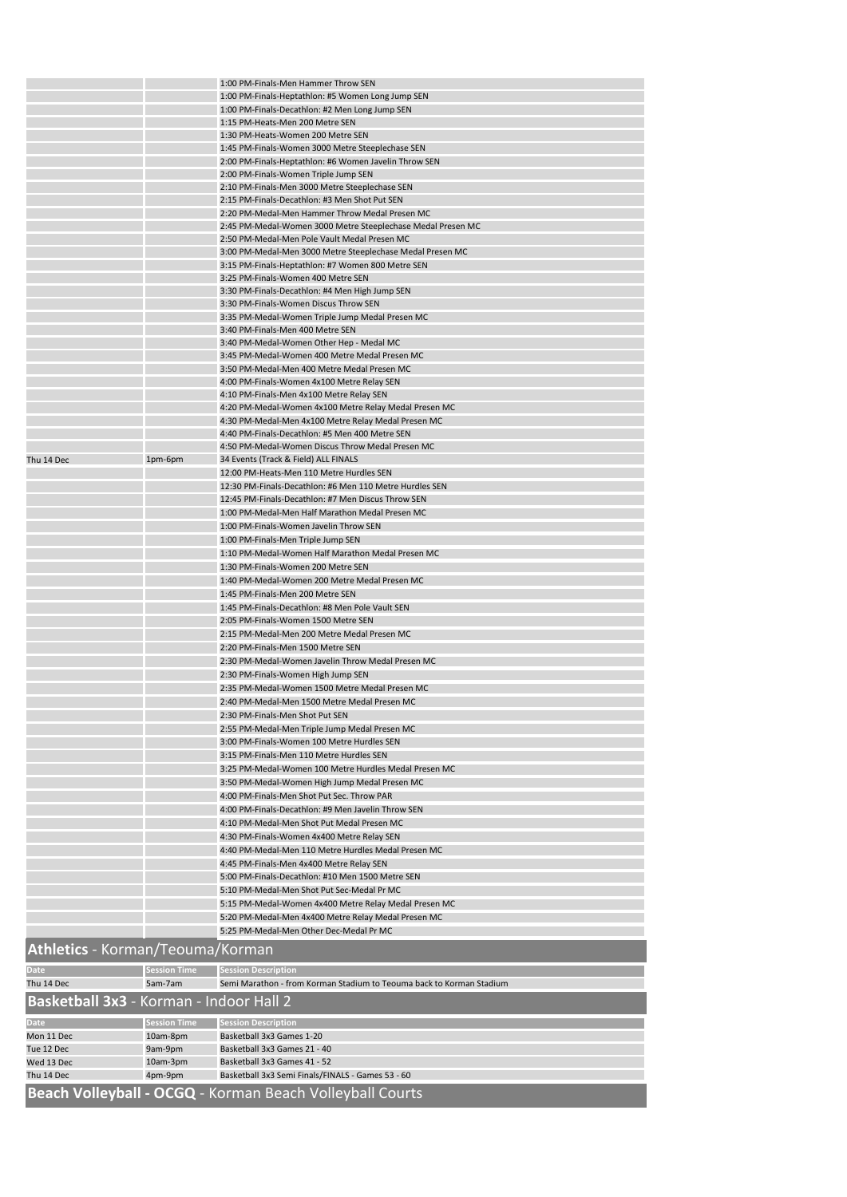| | | |
|---|---|---|
| | | 1:00 PM-Finals-Men Hammer Throw SEN |
| | | 1:00 PM-Finals-Heptathlon: #5 Women Long Jump SEN |
| | | 1:00 PM-Finals-Decathlon: #2 Men Long Jump SEN |
| | | 1:15 PM-Heats-Men 200 Metre SEN |
| | | 1:30 PM-Heats-Women 200 Metre SEN |
| | | 1:45 PM-Finals-Women 3000 Metre Steeplechase SEN |
| | | 2:00 PM-Finals-Heptathlon: #6 Women Javelin Throw SEN |
| | | 2:00 PM-Finals-Women Triple Jump SEN |
| | | 2:10 PM-Finals-Men 3000 Metre Steeplechase SEN |
| | | 2:15 PM-Finals-Decathlon: #3 Men Shot Put SEN |
| | | 2:20 PM-Medal-Men Hammer Throw Medal Presen MC |
| | | 2:45 PM-Medal-Women 3000 Metre Steeplechase Medal Presen MC |
| | | 2:50 PM-Medal-Men Pole Vault Medal Presen MC |
| | | 3:00 PM-Medal-Men 3000 Metre Steeplechase Medal Presen MC |
| | | 3:15 PM-Finals-Heptathlon: #7 Women 800 Metre SEN |
| | | 3:25 PM-Finals-Women 400 Metre SEN |
| | | 3:30 PM-Finals-Decathlon: #4 Men High Jump SEN |
| | | 3:30 PM-Finals-Women Discus Throw SEN |
| | | 3:35 PM-Medal-Women Triple Jump Medal Presen MC |
| | | 3:40 PM-Finals-Men 400 Metre SEN |
| | | 3:40 PM-Medal-Women Other Hep - Medal MC |
| | | 3:45 PM-Medal-Women 400 Metre Medal Presen MC |
| | | 3:50 PM-Medal-Men 400 Metre Medal Presen MC |
| | | 4:00 PM-Finals-Women 4x100 Metre Relay SEN |
| | | 4:10 PM-Finals-Men 4x100 Metre Relay SEN |
| | | 4:20 PM-Medal-Women 4x100 Metre Relay Medal Presen MC |
| | | 4:30 PM-Medal-Men 4x100 Metre Relay Medal Presen MC |
| | | 4:40 PM-Finals-Decathlon: #5 Men 400 Metre SEN |
| | | 4:50 PM-Medal-Women Discus Throw Medal Presen MC |
| Thu 14 Dec | 1pm-6pm | 34 Events (Track & Field) ALL FINALS |
| | | 12:00 PM-Heats-Men 110 Metre Hurdles SEN |
| | | 12:30 PM-Finals-Decathlon: #6 Men 110 Metre Hurdles SEN |
| | | 12:45 PM-Finals-Decathlon: #7 Men Discus Throw SEN |
| | | 1:00 PM-Medal-Men Half Marathon Medal Presen MC |
| | | 1:00 PM-Finals-Women Javelin Throw SEN |
| | | 1:00 PM-Finals-Men Triple Jump SEN |
| | | 1:10 PM-Medal-Women Half Marathon Medal Presen MC |
| | | 1:30 PM-Finals-Women 200 Metre SEN |
| | | 1:40 PM-Medal-Women 200 Metre Medal Presen MC |
| | | 1:45 PM-Finals-Men 200 Metre SEN |
| | | 1:45 PM-Finals-Decathlon: #8 Men Pole Vault SEN |
| | | 2:05 PM-Finals-Women 1500 Metre SEN |
| | | 2:15 PM-Medal-Men 200 Metre Medal Presen MC |
| | | 2:20 PM-Finals-Men 1500 Metre SEN |
| | | 2:30 PM-Medal-Women Javelin Throw Medal Presen MC |
| | | 2:30 PM-Finals-Women High Jump SEN |
| | | 2:35 PM-Medal-Women 1500 Metre Medal Presen MC |
| | | 2:40 PM-Medal-Men 1500 Metre Medal Presen MC |
| | | 2:30 PM-Finals-Men Shot Put SEN |
| | | 2:55 PM-Medal-Men Triple Jump Medal Presen MC |
| | | 3:00 PM-Finals-Women 100 Metre Hurdles SEN |
| | | 3:15 PM-Finals-Men 110 Metre Hurdles SEN |
| | | 3:25 PM-Medal-Women 100 Metre Hurdles Medal Presen MC |
| | | 3:50 PM-Medal-Women High Jump Medal Presen MC |
| | | 4:00 PM-Finals-Men Shot Put Sec. Throw PAR |
| | | 4:00 PM-Finals-Decathlon: #9 Men Javelin Throw SEN |
| | | 4:10 PM-Medal-Men Shot Put Medal Presen MC |
| | | 4:30 PM-Finals-Women 4x400 Metre Relay SEN |
| | | 4:40 PM-Medal-Men 110 Metre Hurdles Medal Presen MC |
| | | 4:45 PM-Finals-Men 4x400 Metre Relay SEN |
| | | 5:00 PM-Finals-Decathlon: #10 Men 1500 Metre SEN |
| | | 5:10 PM-Medal-Men Shot Put Sec-Medal Pr MC |
| | | 5:15 PM-Medal-Women 4x400 Metre Relay Medal Presen MC |
| | | 5:20 PM-Medal-Men 4x400 Metre Relay Medal Presen MC |
| | | 5:25 PM-Medal-Men Other Dec-Medal Pr MC |

## **Athletics** - Korman/Teouma/Korman

| Date | Session Time | Session Description |
|---|---|---|
| Thu 14 Dec | 5am-7am | Semi Marathon - from Korman Stadium to Teouma back to Korman Stadium |

## **Basketball 3x3** - Korman - Indoor Hall 2

| Date | Session Time | Session Description |
|---|---|---|
| Mon 11 Dec | 10am-8pm | Basketball 3x3 Games 1-20 |
| Tue 12 Dec | 9am-9pm | Basketball 3x3 Games 21 - 40 |
| Wed 13 Dec | 10am-3pm | Basketball 3x3 Games 41 - 52 |
| Thu 14 Dec | 4pm-9pm | Basketball 3x3 Semi Finals/FINALS - Games 53 - 60 |

## **Beach Volleyball - OCGQ** - Korman Beach Volleyball Courts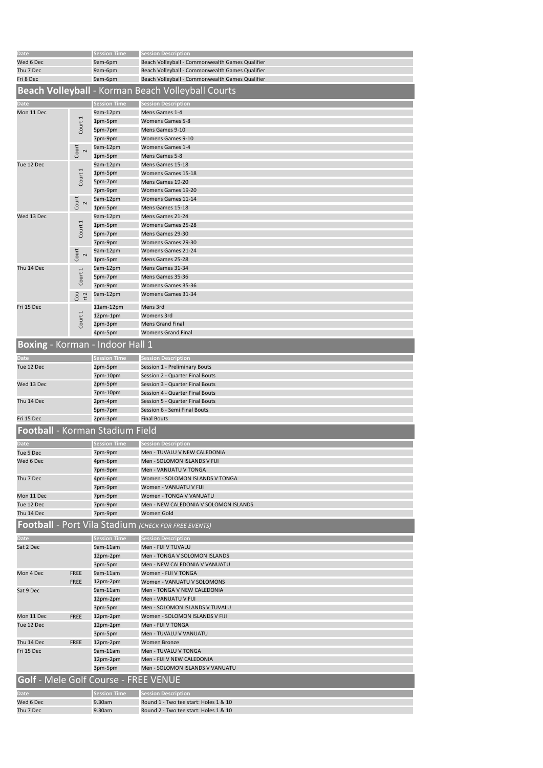| Date | Session Time | Session Description |
|---|---|---|
| Wed 6 Dec | 9am-6pm | Beach Volleyball - Commonwealth Games Qualifier |
| Thu 7 Dec | 9am-6pm | Beach Volleyball - Commonwealth Games Qualifier |
| Fri 8 Dec | 9am-6pm | Beach Volleyball - Commonwealth Games Qualifier |

## Beach Volleyball - Korman Beach Volleyball Courts

| Date | | Session Time | Session Description |
|---|---|---|---|
| Mon 11 Dec | Court 1 | 9am-12pm | Mens Games 1-4 |
| | | 1pm-5pm | Womens Games 5-8 |
| | | 5pm-7pm | Mens Games 9-10 |
| | | 7pm-9pm | Womens Games 9-10 |
| | Court 2 | 9am-12pm | Womens Games 1-4 |
| | | 1pm-5pm | Mens Games 5-8 |
| Tue 12 Dec | Court 1 | 9am-12pm | Mens Games 15-18 |
| | | 1pm-5pm | Womens Games 15-18 |
| | | 5pm-7pm | Mens Games 19-20 |
| | | 7pm-9pm | Womens Games 19-20 |
| | Court 2 | 9am-12pm | Womens Games 11-14 |
| | | 1pm-5pm | Mens Games 15-18 |
| Wed 13 Dec | Court 1 | 9am-12pm | Mens Games 21-24 |
| | | 1pm-5pm | Womens Games 25-28 |
| | | 5pm-7pm | Mens Games 29-30 |
| | | 7pm-9pm | Womens Games 29-30 |
| | Court 2 | 9am-12pm | Womens Games 21-24 |
| | | 1pm-5pm | Mens Games 25-28 |
| Thu 14 Dec | Court 1 | 9am-12pm | Mens Games 31-34 |
| | | 5pm-7pm | Mens Games 35-36 |
| | | 7pm-9pm | Womens Games 35-36 |
| | Court 2 | 9am-12pm | Womens Games 31-34 |
| Fri 15 Dec | Court 1 | 11am-12pm | Mens 3rd |
| | | 12pm-1pm | Womens 3rd |
| | | 2pm-3pm | Mens Grand Final |
| | | 4pm-5pm | Womens Grand Final |

## Boxing - Korman - Indoor Hall 1

| Date | Session Time | Session Description |
|---|---|---|
| Tue 12 Dec | 2pm-5pm | Session 1 - Preliminary Bouts |
| | 7pm-10pm | Session 2 - Quarter Final Bouts |
| Wed 13 Dec | 2pm-5pm | Session 3 - Quarter Final Bouts |
| | 7pm-10pm | Session 4 - Quarter Final Bouts |
| Thu 14 Dec | 2pm-4pm | Session 5 - Quarter Final Bouts |
| | 5pm-7pm | Session 6 - Semi Final Bouts |
| Fri 15 Dec | 2pm-3pm | Final Bouts |

## Football - Korman Stadium Field

| Date | Session Time | Session Description |
|---|---|---|
| Tue 5 Dec | 7pm-9pm | Men - TUVALU V NEW CALEDONIA |
| Wed 6 Dec | 4pm-6pm | Men - SOLOMON ISLANDS V FIJI |
| | 7pm-9pm | Men - VANUATU V TONGA |
| Thu 7 Dec | 4pm-6pm | Women - SOLOMON ISLANDS V TONGA |
| | 7pm-9pm | Women - VANUATU V FIJI |
| Mon 11 Dec | 7pm-9pm | Women - TONGA V VANUATU |
| Tue 12 Dec | 7pm-9pm | Men - NEW CALEDONIA V SOLOMON ISLANDS |
| Thu 14 Dec | 7pm-9pm | Women Gold |

## Football - Port Vila Stadium *(CHECK FOR FREE EVENTS)*

| Date | | Session Time | Session Description |
|---|---|---|---|
| Sat 2 Dec | | 9am-11am | Men - FIJI V TUVALU |
| | | 12pm-2pm | Men - TONGA V SOLOMON ISLANDS |
| | | 3pm-5pm | Men - NEW CALEDONIA V VANUATU |
| Mon 4 Dec | FREE | 9am-11am | Women - FIJI V TONGA |
| | FREE | 12pm-2pm | Women - VANUATU V SOLOMONS |
| Sat 9 Dec | | 9am-11am | Men - TONGA V NEW CALEDONIA |
| | | 12pm-2pm | Men - VANUATU V FIJI |
| | | 3pm-5pm | Men - SOLOMON ISLANDS V TUVALU |
| Mon 11 Dec | FREE | 12pm-2pm | Women - SOLOMON ISLANDS V FIJI |
| Tue 12 Dec | | 12pm-2pm | Men - FIJI V TONGA |
| | | 3pm-5pm | Men - TUVALU V VANUATU |
| Thu 14 Dec | FREE | 12pm-2pm | Women Bronze |
| Fri 15 Dec | | 9am-11am | Men - TUVALU V TONGA |
| | | 12pm-2pm | Men - FIJI V NEW CALEDONIA |
| | | 3pm-5pm | Men - SOLOMON ISLANDS V VANUATU |

## Golf - Mele Golf Course - FREE VENUE

| Date | Session Time | Session Description |
|---|---|---|
| Wed 6 Dec | 9.30am | Round 1 - Two tee start: Holes 1 & 10 |
| Thu 7 Dec | 9.30am | Round 2 - Two tee start: Holes 1 & 10 |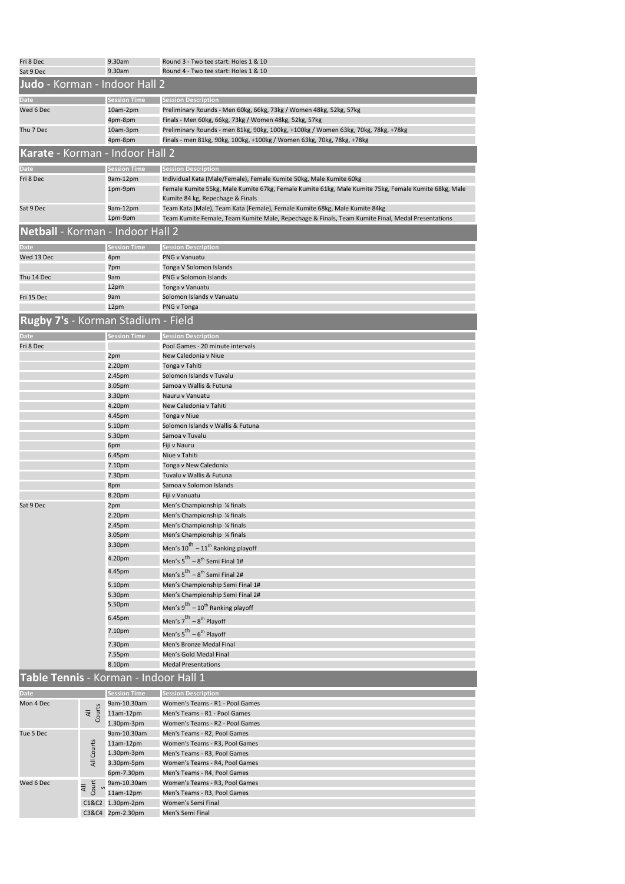| Date | Session Time | Session Description |
|---|---|---|
| Fri 8 Dec | 9.30am | Round 3 - Two tee start: Holes 1 & 10 |
| Sat 9 Dec | 9.30am | Round 4 - Two tee start: Holes 1 & 10 |

## **Judo** - Korman - Indoor Hall 2

| Date | Session Time | Session Description |
|---|---|---|
| Wed 6 Dec | 10am-2pm | Preliminary Rounds - Men 60kg, 66kg, 73kg / Women 48kg, 52kg, 57kg |
| | 4pm-8pm | Finals - Men 60kg, 66kg, 73kg / Women 48kg, 52kg, 57kg |
| Thu 7 Dec | 10am-3pm | Preliminary Rounds - men 81kg, 90kg, 100kg, +100kg / Women 63kg, 70kg, 78kg, +78kg |
| | 4pm-8pm | Finals - men 81kg, 90kg, 100kg, +100kg / Women 63kg, 70kg, 78kg, +78kg |

## **Karate** - Korman - Indoor Hall 2

| Date | Session Time | Session Description |
|---|---|---|
| Fri 8 Dec | 9am-12pm | Individual Kata (Male/Female), Female Kumite 50kg, Male Kumite 60kg |
| | 1pm-9pm | Female Kumite 55kg, Male Kumite 67kg, Female Kumite 61kg, Male Kumite 75kg, Female Kumite 68kg, Male Kumite 84 kg, Repechage & Finals |
| Sat 9 Dec | 9am-12pm | Team Kata (Male), Team Kata (Female), Female Kumite 68kg, Male Kumite 84kg |
| | 1pm-9pm | Team Kumite Female, Team Kumite Male, Repechage & Finals, Team Kumite Final, Medal Presentations |

## **Netball** - Korman - Indoor Hall 2

| Date | Session Time | Session Description |
|---|---|---|
| Wed 13 Dec | 4pm | PNG v Vanuatu |
| | 7pm | Tonga V Solomon Islands |
| Thu 14 Dec | 9am | PNG v Solomon Islands |
| | 12pm | Tonga v Vanuatu |
| Fri 15 Dec | 9am | Solomon Islands v Vanuatu |
| | 12pm | PNG v Tonga |

## **Rugby 7's** - Korman Stadium - Field

| Date | Session Time | Session Description |
|---|---|---|
| Fri 8 Dec | | Pool Games - 20 minute intervals |
| | 2pm | New Caledonia v Niue |
| | 2.20pm | Tonga v Tahiti |
| | 2.45pm | Solomon Islands v Tuvalu |
| | 3.05pm | Samoa v Wallis & Futuna |
| | 3.30pm | Nauru v Vanuatu |
| | 4.20pm | New Caledonia v Tahiti |
| | 4.45pm | Tonga v Niue |
| | 5.10pm | Solomon Islands v Wallis & Futuna |
| | 5.30pm | Samoa v Tuvalu |
| | 6pm | Fiji v Nauru |
| | 6.45pm | Niue v Tahiti |
| | 7.10pm | Tonga v New Caledonia |
| | 7.30pm | Tuvalu v Wallis & Futuna |
| | 8pm | Samoa v Solomon Islands |
| | 8.20pm | Fiji v Vanuatu |
| Sat 9 Dec | 2pm | Men's Championship ¼ finals |
| | 2.20pm | Men's Championship ¼ finals |
| | 2.45pm | Men's Championship ¼ finals |
| | 3.05pm | Men's Championship ¼ finals |
| | 3.30pm | Men's 10th – 11th Ranking playoff |
| | 4.20pm | Men's 5th – 8th Semi Final 1# |
| | 4.45pm | Men's 5th – 8th Semi Final 2# |
| | 5.10pm | Men's Championship Semi Final 1# |
| | 5.30pm | Men's Championship Semi Final 2# |
| | 5.50pm | Men's 9th – 10th Ranking playoff |
| | 6.45pm | Men's 7th – 8th Playoff |
| | 7.10pm | Men's 5th – 6th Playoff |
| | 7.30pm | Men's Bronze Medal Final |
| | 7.55pm | Men's Gold Medal Final |
| | 8.10pm | Medal Presentations |

## **Table Tennis** - Korman - Indoor Hall 1

| Date | | Session Time | Session Description |
|---|---|---|---|
| Mon 4 Dec | All Courts | 9am-10.30am | Women's Teams - R1 - Pool Games |
| | | 11am-12pm | Men's Teams - R1 - Pool Games |
| | | 1.30pm-3pm | Women's Teams - R2 - Pool Games |
| Tue 5 Dec | All Courts | 9am-10.30am | Men's Teams - R2, Pool Games |
| | | 11am-12pm | Women's Teams - R3, Pool Games |
| | | 1.30pm-3pm | Men's Teams - R3, Pool Games |
| | | 3.30pm-5pm | Women's Teams - R4, Pool Games |
| | | 6pm-7.30pm | Men's Teams - R4, Pool Games |
| Wed 6 Dec | All Courts | 9am-10.30am | Women's Teams - R3, Pool Games |
| | | 11am-12pm | Men's Teams - R3, Pool Games |
| | C1&C2 | 1.30pm-2pm | Women's Semi Final |
| | C3&C4 | 2pm-2.30pm | Men's Semi Final |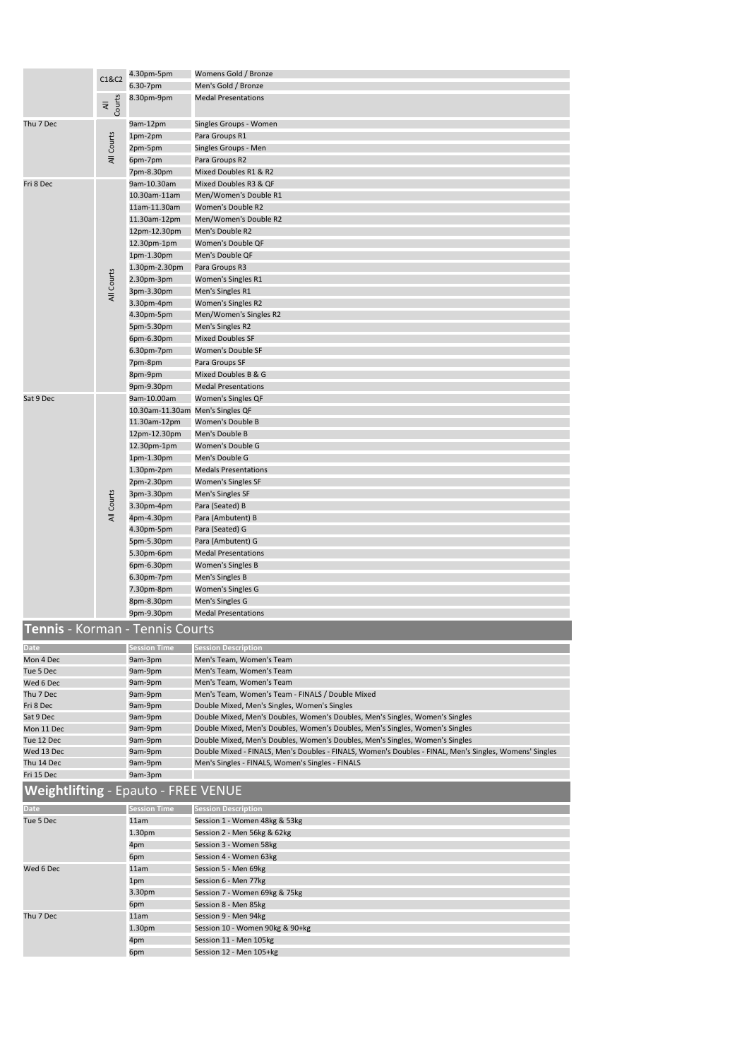| | | | |
|---|---|---|---|
| | C1&C2 | 4.30pm-5pm | Womens Gold / Bronze |
| | | 6.30-7pm | Men's Gold / Bronze |
| | All Courts | 8.30pm-9pm | Medal Presentations |
| Thu 7 Dec | All Courts | 9am-12pm | Singles Groups - Women |
| | | 1pm-2pm | Para Groups R1 |
| | | 2pm-5pm | Singles Groups - Men |
| | | 6pm-7pm | Para Groups R2 |
| | | 7pm-8.30pm | Mixed Doubles R1 & R2 |
| Fri 8 Dec | All Courts | 9am-10.30am | Mixed Doubles R3 & QF |
| | | 10.30am-11am | Men/Women's Double R1 |
| | | 11am-11.30am | Women's Double R2 |
| | | 11.30am-12pm | Men/Women's Double R2 |
| | | 12pm-12.30pm | Men's Double R2 |
| | | 12.30pm-1pm | Women's Double QF |
| | | 1pm-1.30pm | Men's Double QF |
| | | 1.30pm-2.30pm | Para Groups R3 |
| | | 2.30pm-3pm | Women's Singles R1 |
| | | 3pm-3.30pm | Men's Singles R1 |
| | | 3.30pm-4pm | Women's Singles R2 |
| | | 4.30pm-5pm | Men/Women's Singles R2 |
| | | 5pm-5.30pm | Men's Singles R2 |
| | | 6pm-6.30pm | Mixed Doubles SF |
| | | 6.30pm-7pm | Women's Double SF |
| | | 7pm-8pm | Para Groups SF |
| | | 8pm-9pm | Mixed Doubles B & G |
| | | 9pm-9.30pm | Medal Presentations |
| Sat 9 Dec | All Courts | 9am-10.00am | Women's Singles QF |
| | | 10.30am-11.30am | Men's Singles QF |
| | | 11.30am-12pm | Women's Double B |
| | | 12pm-12.30pm | Men's Double B |
| | | 12.30pm-1pm | Women's Double G |
| | | 1pm-1.30pm | Men's Double G |
| | | 1.30pm-2pm | Medals Presentations |
| | | 2pm-2.30pm | Women's Singles SF |
| | | 3pm-3.30pm | Men's Singles SF |
| | | 3.30pm-4pm | Para (Seated) B |
| | | 4pm-4.30pm | Para (Ambutent) B |
| | | 4.30pm-5pm | Para (Seated) G |
| | | 5pm-5.30pm | Para (Ambutent) G |
| | | 5.30pm-6pm | Medal Presentations |
| | | 6pm-6.30pm | Women's Singles B |
| | | 6.30pm-7pm | Men's Singles B |
| | | 7.30pm-8pm | Women's Singles G |
| | | 8pm-8.30pm | Men's Singles G |
| | | 9pm-9.30pm | Medal Presentations |

## **Tennis** - Korman - Tennis Courts

| Date | Session Time | Session Description |
|---|---|---|
| Mon 4 Dec | 9am-3pm | Men's Team, Women's Team |
| Tue 5 Dec | 9am-9pm | Men's Team, Women's Team |
| Wed 6 Dec | 9am-9pm | Men's Team, Women's Team |
| Thu 7 Dec | 9am-9pm | Men's Team, Women's Team - FINALS / Double Mixed |
| Fri 8 Dec | 9am-9pm | Double Mixed, Men's Singles, Women's Singles |
| Sat 9 Dec | 9am-9pm | Double Mixed, Men's Doubles, Women's Doubles, Men's Singles, Women's Singles |
| Mon 11 Dec | 9am-9pm | Double Mixed, Men's Doubles, Women's Doubles, Men's Singles, Women's Singles |
| Tue 12 Dec | 9am-9pm | Double Mixed, Men's Doubles, Women's Doubles, Men's Singles, Women's Singles |
| Wed 13 Dec | 9am-9pm | Double Mixed - FINALS, Men's Doubles - FINALS, Women's Doubles - FINAL, Men's Singles, Womens' Singles |
| Thu 14 Dec | 9am-9pm | Men's Singles - FINALS, Women's Singles - FINALS |
| Fri 15 Dec | 9am-3pm | |

## **Weightlifting** - Epauto - FREE VENUE

| Date | Session Time | Session Description |
|---|---|---|
| Tue 5 Dec | 11am | Session 1 - Women 48kg & 53kg |
| | 1.30pm | Session 2 - Men 56kg & 62kg |
| | 4pm | Session 3 - Women 58kg |
| | 6pm | Session 4 - Women 63kg |
| Wed 6 Dec | 11am | Session 5 - Men 69kg |
| | 1pm | Session 6 - Men 77kg |
| | 3.30pm | Session 7 - Women 69kg & 75kg |
| | 6pm | Session 8 - Men 85kg |
| Thu 7 Dec | 11am | Session 9 - Men 94kg |
| | 1.30pm | Session 10 - Women 90kg & 90+kg |
| | 4pm | Session 11 - Men 105kg |
| | 6pm | Session 12 - Men 105+kg |